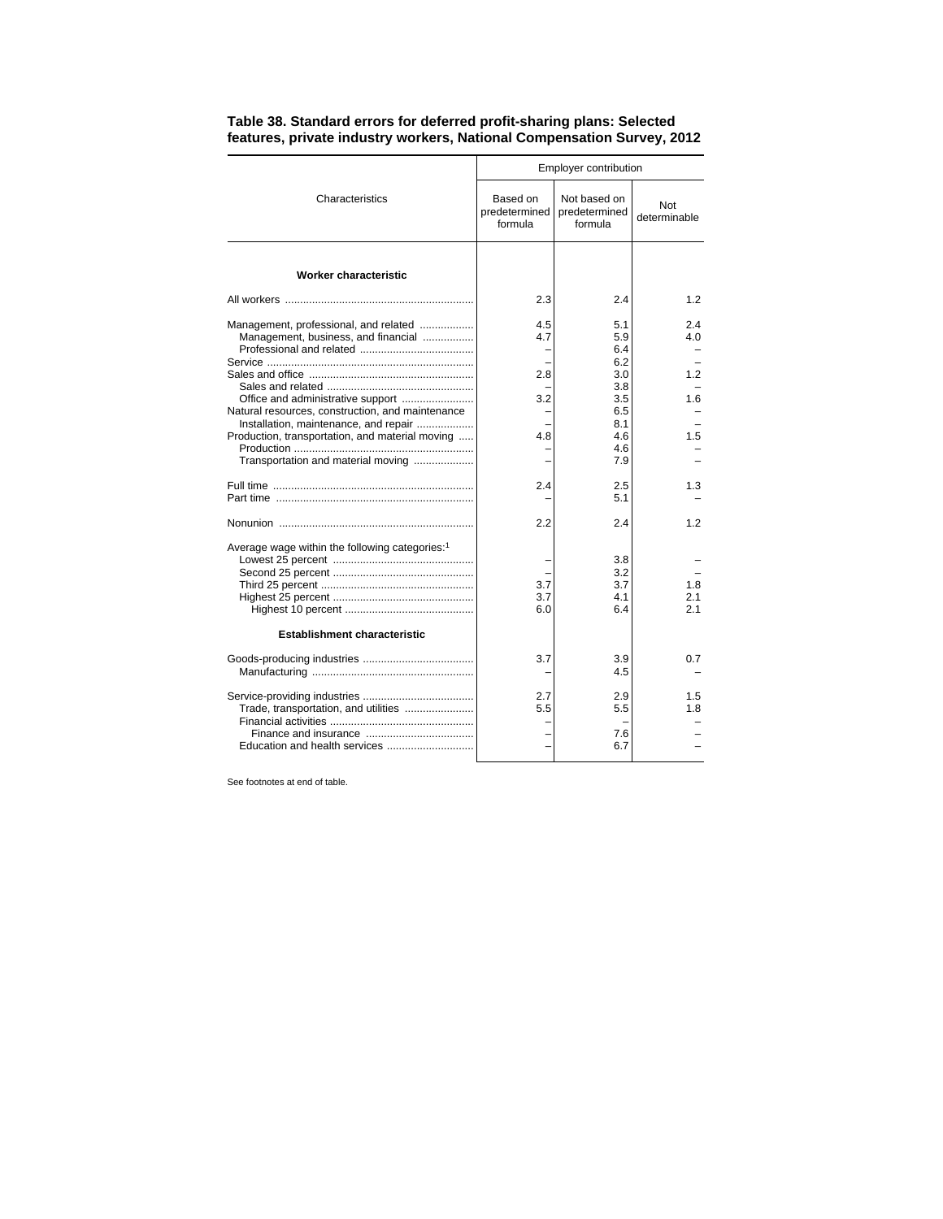**Table 38. Standard errors for deferred profit-sharing plans: Selected features, private industry workers, National Compensation Survey, 2012**

| Characteristics | Employer contribution | | |
|---|---|---|---|
| | Based on predetermined formula | Not based on predetermined formula | Not determinable |
| **Worker characteristic** | | | |
| All workers | 2.3 | 2.4 | 1.2 |
| Management, professional, and related | 4.5 | 5.1 | 2.4 |
| Management, business, and financial | 4.7 | 5.9 | 4.0 |
| Professional and related | – | 6.4 | – |
| Service | – | 6.2 | – |
| Sales and office | 2.8 | 3.0 | 1.2 |
| Sales and related | – | 3.8 | – |
| Office and administrative support | 3.2 | 3.5 | 1.6 |
| Natural resources, construction, and maintenance | – | 6.5 | – |
| Installation, maintenance, and repair | – | 8.1 | – |
| Production, transportation, and material moving | 4.8 | 4.6 | 1.5 |
| Production | – | 4.6 | – |
| Transportation and material moving | – | 7.9 | – |
| Full time | 2.4 | 2.5 | 1.3 |
| Part time | – | 5.1 | – |
| Nonunion | 2.2 | 2.4 | 1.2 |
| Average wage within the following categories:[1] | | | |
| Lowest 25 percent | – | 3.8 | – |
| Second 25 percent | – | 3.2 | – |
| Third 25 percent | 3.7 | 3.7 | 1.8 |
| Highest 25 percent | 3.7 | 4.1 | 2.1 |
| Highest 10 percent | 6.0 | 6.4 | 2.1 |
| **Establishment characteristic** | | | |
| Goods-producing industries | 3.7 | 3.9 | 0.7 |
| Manufacturing | – | 4.5 | – |
| Service-providing industries | 2.7 | 2.9 | 1.5 |
| Trade, transportation, and utilities | 5.5 | 5.5 | 1.8 |
| Financial activities | – | – | – |
| Finance and insurance | – | 7.6 | – |
| Education and health services | – | 6.7 | – |

See footnotes at end of table.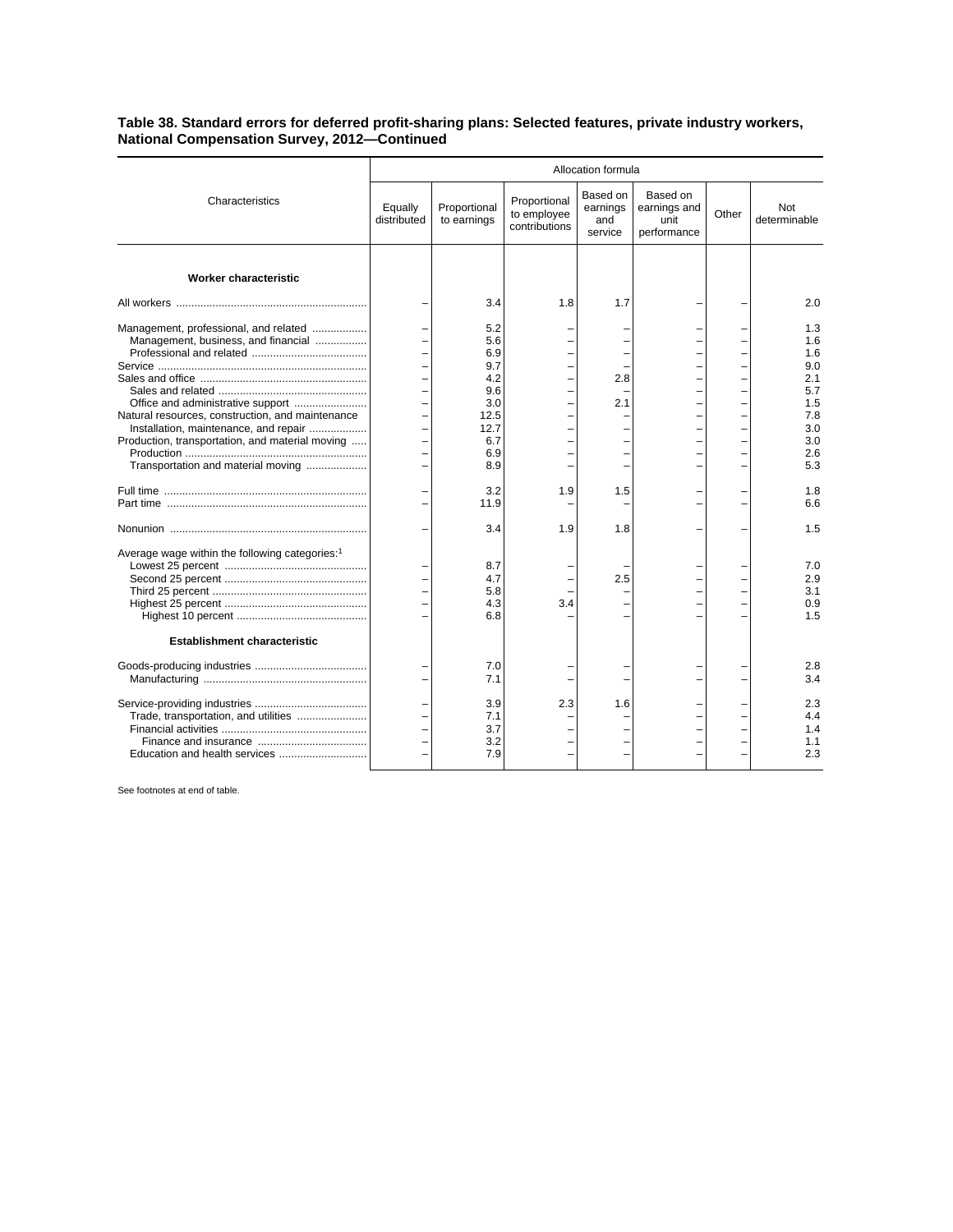**Table 38. Standard errors for deferred profit-sharing plans: Selected features, private industry workers, National Compensation Survey, 2012—Continued**

| Characteristics | Allocation formula | | | | | | |
|---|---|---|---|---|---|---|---|
| | Equally distributed | Proportional to earnings | Proportional to employee contributions | Based on earnings and service | Based on earnings and unit performance | Other | Not determinable |
| **Worker characteristic** | | | | | | | |
| All workers | – | 3.4 | 1.8 | 1.7 | – | – | 2.0 |
| Management, professional, and related | – | 5.2 | – | – | – | – | 1.3 |
| Management, business, and financial | – | 5.6 | – | – | – | – | 1.6 |
| Professional and related | – | 6.9 | – | – | – | – | 1.6 |
| Service | – | 9.7 | – | – | – | – | 9.0 |
| Sales and office | – | 4.2 | – | 2.8 | – | – | 2.1 |
| Sales and related | – | 9.6 | – | – | – | – | 5.7 |
| Office and administrative support | – | 3.0 | – | 2.1 | – | – | 1.5 |
| Natural resources, construction, and maintenance | – | 12.5 | – | – | – | – | 7.8 |
| Installation, maintenance, and repair | – | 12.7 | – | – | – | – | 3.0 |
| Production, transportation, and material moving | – | 6.7 | – | – | – | – | 3.0 |
| Production | – | 6.9 | – | – | – | – | 2.6 |
| Transportation and material moving | – | 8.9 | – | – | – | – | 5.3 |
| Full time | – | 3.2 | 1.9 | 1.5 | – | – | 1.8 |
| Part time | – | 11.9 | – | – | – | – | 6.6 |
| Nonunion | – | 3.4 | 1.9 | 1.8 | – | – | 1.5 |
| Average wage within the following categories:[1] | | | | | | | |
| Lowest 25 percent | – | 8.7 | – | – | – | – | 7.0 |
| Second 25 percent | – | 4.7 | – | 2.5 | – | – | 2.9 |
| Third 25 percent | – | 5.8 | – | – | – | – | 3.1 |
| Highest 25 percent | – | 4.3 | 3.4 | – | – | – | 0.9 |
| Highest 10 percent | – | 6.8 | – | – | – | – | 1.5 |
| **Establishment characteristic** | | | | | | | |
| Goods-producing industries | – | 7.0 | – | – | – | – | 2.8 |
| Manufacturing | – | 7.1 | – | – | – | – | 3.4 |
| Service-providing industries | – | 3.9 | 2.3 | 1.6 | – | – | 2.3 |
| Trade, transportation, and utilities | – | 7.1 | – | – | – | – | 4.4 |
| Financial activities | – | 3.7 | – | – | – | – | 1.4 |
| Finance and insurance | – | 3.2 | – | – | – | – | 1.1 |
| Education and health services | – | 7.9 | – | – | – | – | 2.3 |

See footnotes at end of table.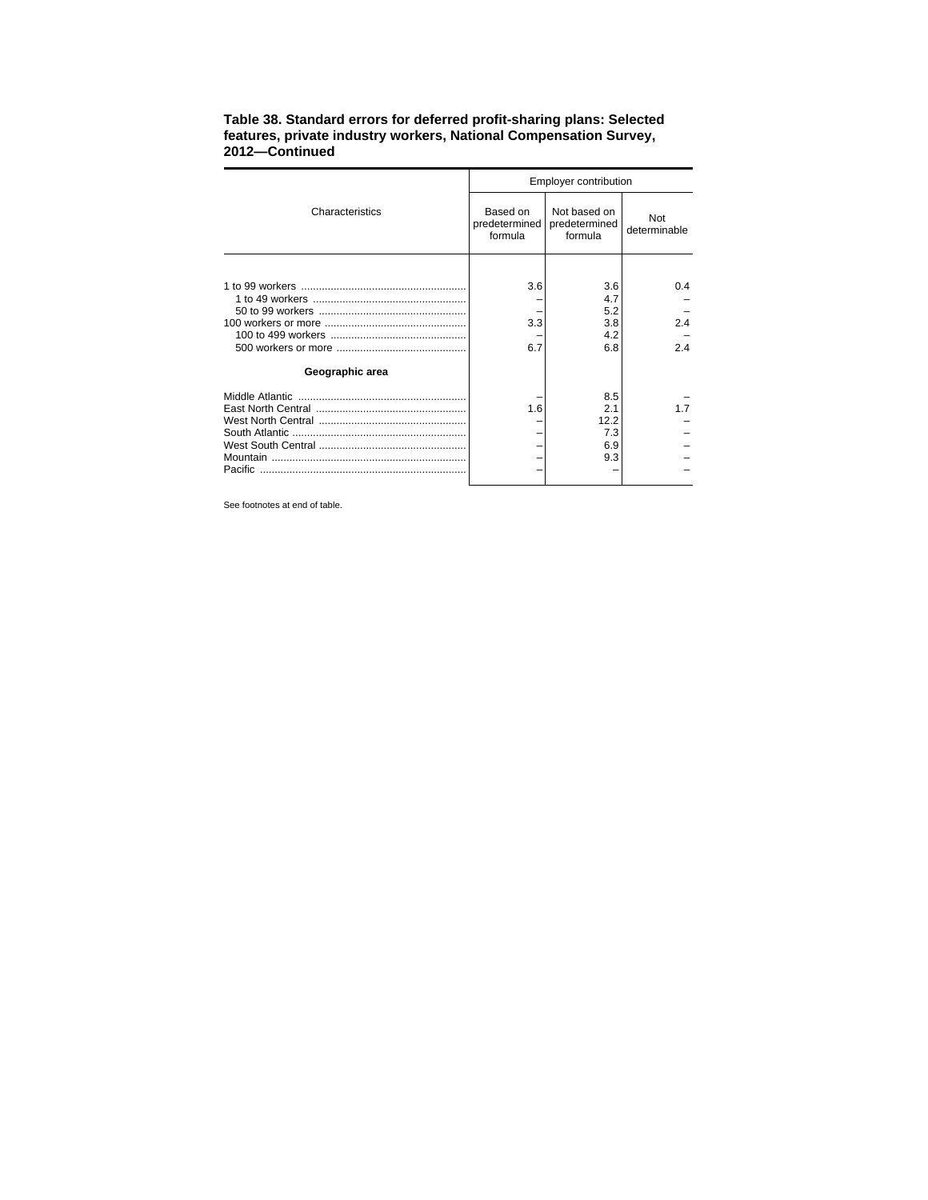**Table 38. Standard errors for deferred profit-sharing plans: Selected features, private industry workers, National Compensation Survey, 2012—Continued**

| Characteristics | Employer contribution | | |
|---|---|---|---|
| | Based on predetermined formula | Not based on predetermined formula | Not determinable |
| 1 to 99 workers | 3.6 | 3.6 | 0.4 |
| 1 to 49 workers | – | 4.7 | – |
| 50 to 99 workers | – | 5.2 | – |
| 100 workers or more | 3.3 | 3.8 | 2.4 |
| 100 to 499 workers | – | 4.2 | – |
| 500 workers or more | 6.7 | 6.8 | 2.4 |
| **Geographic area** | | | |
| Middle Atlantic | – | 8.5 | – |
| East North Central | 1.6 | 2.1 | 1.7 |
| West North Central | – | 12.2 | – |
| South Atlantic | – | 7.3 | – |
| West South Central | – | 6.9 | – |
| Mountain | – | 9.3 | – |
| Pacific | – | – | – |

See footnotes at end of table.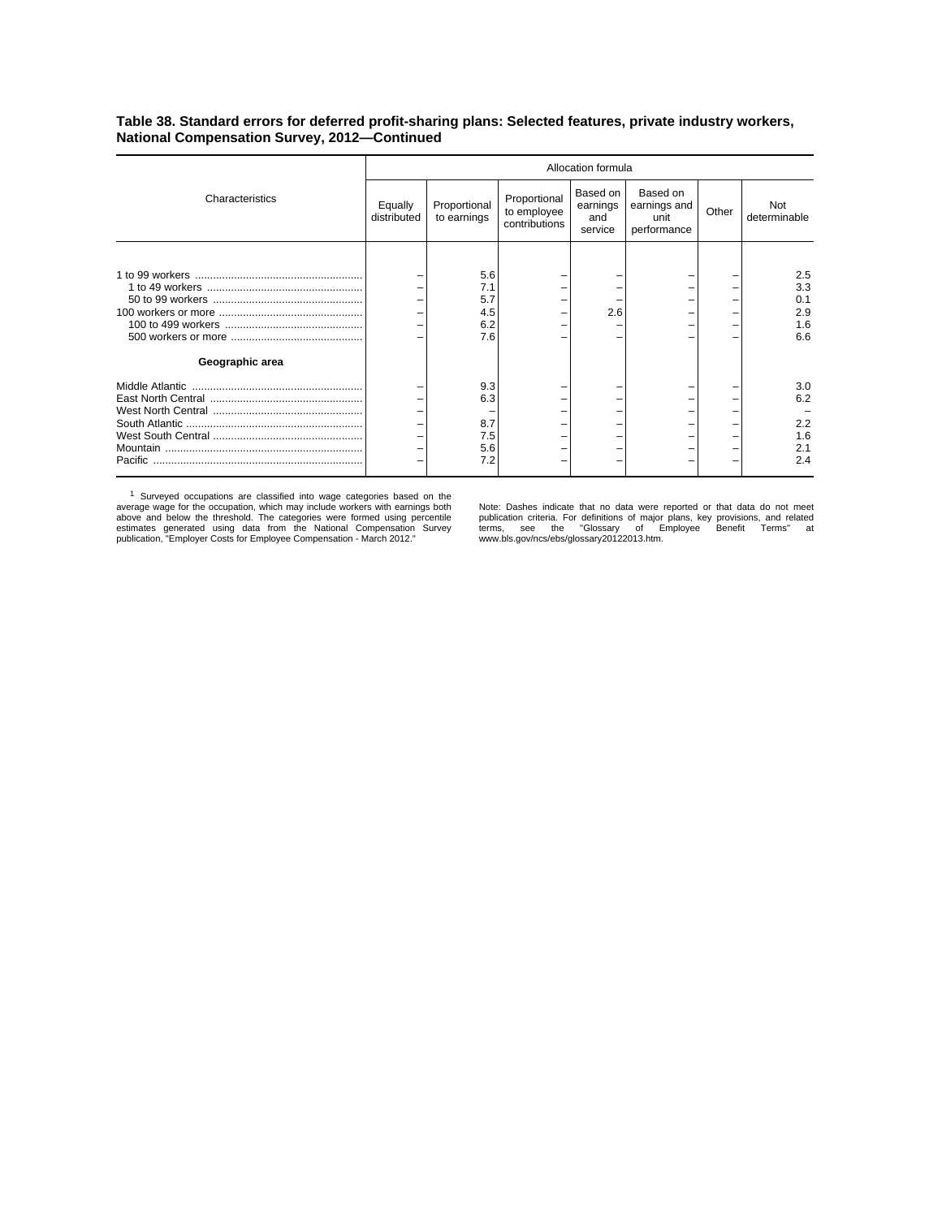**Table 38. Standard errors for deferred profit-sharing plans: Selected features, private industry workers, National Compensation Survey, 2012—Continued**

| Characteristics | Allocation formula | | | | | | |
|---|---|---|---|---|---|---|---|
| | Equally distributed | Proportional to earnings | Proportional to employee contributions | Based on earnings and service | Based on earnings and unit performance | Other | Not determinable |
| 1 to 99 workers | – | 5.6 | – | – | – | – | 2.5 |
| 1 to 49 workers | – | 7.1 | – | – | – | – | 3.3 |
| 50 to 99 workers | – | 5.7 | – | – | – | – | 0.1 |
| 100 workers or more | – | 4.5 | – | 2.6 | – | – | 2.9 |
| 100 to 499 workers | – | 6.2 | – | – | – | – | 1.6 |
| 500 workers or more | – | 7.6 | – | – | – | – | 6.6 |
| **Geographic area** | | | | | | | |
| Middle Atlantic | – | 9.3 | – | – | – | – | 3.0 |
| East North Central | – | 6.3 | – | – | – | – | 6.2 |
| West North Central | – | – | – | – | – | – | – |
| South Atlantic | – | 8.7 | – | – | – | – | 2.2 |
| West South Central | – | 7.5 | – | – | – | – | 1.6 |
| Mountain | – | 5.6 | – | – | – | – | 2.1 |
| Pacific | – | 7.2 | – | – | – | – | 2.4 |

[1] Surveyed occupations are classified into wage categories based on the average wage for the occupation, which may include workers with earnings both above and below the threshold. The categories were formed using percentile estimates generated using data from the National Compensation Survey publication, "Employer Costs for Employee Compensation - March 2012."

Note: Dashes indicate that no data were reported or that data do not meet publication criteria. For definitions of major plans, key provisions, and related terms, see the "Glossary of Employee Benefit Terms" at www.bls.gov/ncs/ebs/glossary20122013.htm.